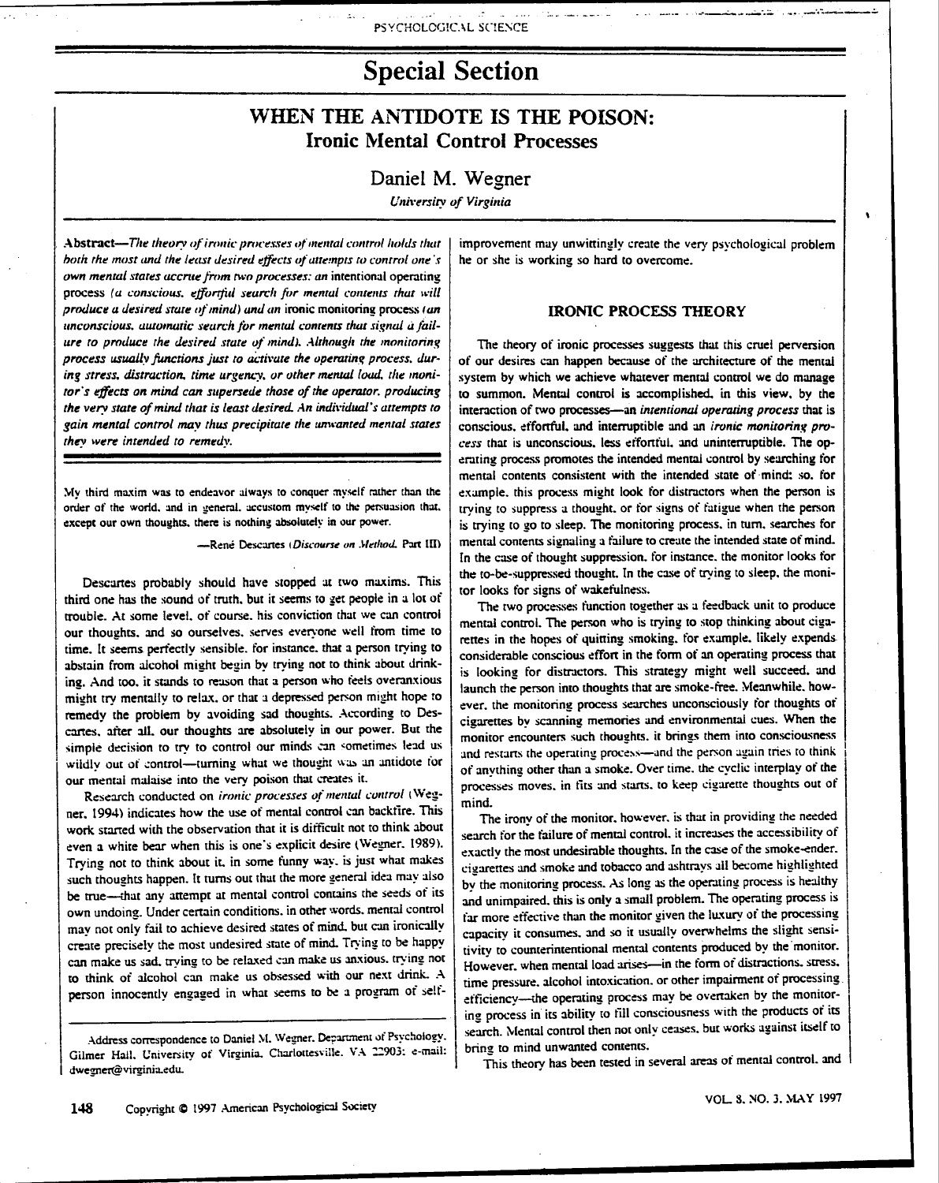## Special Section

# WHEN THE ANTIDOTE IS THE POISON: Ironic Mental Control Processes

Daniel M. Wegner

*University of Virginia*

**Abstract**—*The theory of ironic processes of mental control holds that both the most and the least desired effects of attempts to control one's own mental states accrue from two processes: an* intentional operating process *(a conscious, effortful search for mental contents that will produce a desired state of mind) and an* ironic monitoring process *(an unconscious, automatic search for mental contents that signal a failure to produce the desired state of mind). Although the monitoring process usually functions just to activate the operating process, during stress, distraction, time urgency, or other mental load, the monitor's effects on mind can supersede those of the operator, producing the very state of mind that is least desired. An individual's attempts to gain mental control may thus precipitate the unwanted mental states they were intended to remedy.*

> My third maxim was to endeavor always to conquer myself rather than the order of the world, and in general, accustom myself to the persuasion that, except our own thoughts, there is nothing absolutely in our power.
>
> —René Descartes (*Discourse on Method*, Part III)

Descartes probably should have stopped at two maxims. This third one has the sound of truth, but it seems to get people in a lot of trouble. At some level, of course, his conviction that we can control our thoughts, and so ourselves, serves everyone well from time to time. It seems perfectly sensible, for instance, that a person trying to abstain from alcohol might begin by trying not to think about drinking. And too, it stands to reason that a person who feels overanxious might try mentally to relax, or that a depressed person might hope to remedy the problem by avoiding sad thoughts. According to Descartes, after all, our thoughts are absolutely in our power. But the simple decision to try to control our minds can sometimes lead us wildly out of control—turning what we thought was an antidote for our mental malaise into the very poison that creates it.

Research conducted on *ironic processes of mental control* (Wegner, 1994) indicates how the use of mental control can backfire. This work started with the observation that it is difficult not to think about even a white bear when this is one's explicit desire (Wegner, 1989). Trying not to think about it, in some funny way, is just what makes such thoughts happen. It turns out that the more general idea may also be true—that any attempt at mental control contains the seeds of its own undoing. Under certain conditions, in other words, mental control may not only fail to achieve desired states of mind, but can ironically create precisely the most undesired state of mind. Trying to be happy can make us sad, trying to be relaxed can make us anxious, trying not to think of alcohol can make us obsessed with our next drink. A person innocently engaged in what seems to be a program of self-improvement may unwittingly create the very psychological problem he or she is working so hard to overcome.

Address correspondence to Daniel M. Wegner, Department of Psychology, Gilmer Hall, University of Virginia, Charlottesville, VA 22903; e-mail: dwegner@virginia.edu.

## IRONIC PROCESS THEORY

The theory of ironic processes suggests that this cruel perversion of our desires can happen because of the architecture of the mental system by which we achieve whatever mental control we do manage to summon. Mental control is accomplished, in this view, by the interaction of two processes—an *intentional operating process* that is conscious, effortful, and interruptible and an *ironic monitoring process* that is unconscious, less effortful, and uninterruptible. The operating process promotes the intended mental control by searching for mental contents consistent with the intended state of mind: so, for example, this process might look for distractors when the person is trying to suppress a thought, or for signs of fatigue when the person is trying to go to sleep. The monitoring process, in turn, searches for mental contents signaling a failure to create the intended state of mind. In the case of thought suppression, for instance, the monitor looks for the to-be-suppressed thought. In the case of trying to sleep, the monitor looks for signs of wakefulness.

The two processes function together as a feedback unit to produce mental control. The person who is trying to stop thinking about cigarettes in the hopes of quitting smoking, for example, likely expends considerable conscious effort in the form of an operating process that is looking for distractors. This strategy might well succeed, and launch the person into thoughts that are smoke-free. Meanwhile, however, the monitoring process searches unconsciously for thoughts of cigarettes by scanning memories and environmental cues. When the monitor encounters such thoughts, it brings them into consciousness and restarts the operating process—and the person again tries to think of anything other than a smoke. Over time, the cyclic interplay of the processes moves, in fits and starts, to keep cigarette thoughts out of mind.

The irony of the monitor, however, is that in providing the needed search for the failure of mental control, it increases the accessibility of exactly the most undesirable thoughts. In the case of the smoke-ender, cigarettes and smoke and tobacco and ashtrays all become highlighted by the monitoring process. As long as the operating process is healthy and unimpaired, this is only a small problem. The operating process is far more effective than the monitor given the luxury of the processing capacity it consumes, and so it usually overwhelms the slight sensitivity to counterintentional mental contents produced by the monitor. However, when mental load arises—in the form of distractions, stress, time pressure, alcohol intoxication, or other impairment of processing efficiency—the operating process may be overtaken by the monitoring process in its ability to fill consciousness with the products of its search. Mental control then not only ceases, but works against itself to bring to mind unwanted contents.

This theory has been tested in several areas of mental control, and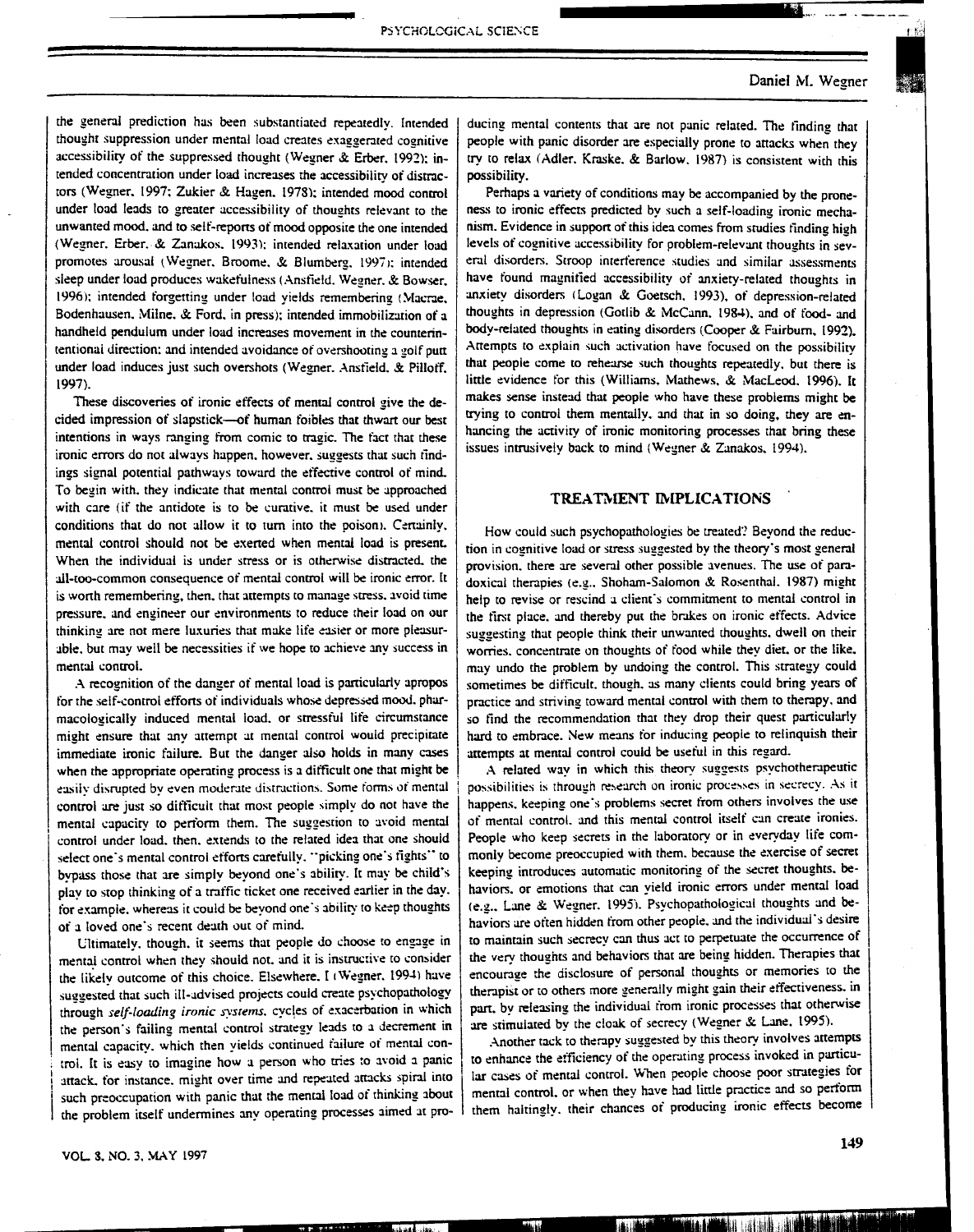the general prediction has been substantiated repeatedly. Intended thought suppression under mental load creates exaggerated cognitive accessibility of the suppressed thought (Wegner & Erber, 1992); intended concentration under load increases the accessibility of distractors (Wegner, 1997; Zukier & Hagen, 1978); intended mood control under load leads to greater accessibility of thoughts relevant to the unwanted mood, and to self-reports of mood opposite the one intended (Wegner, Erber, & Zanakos, 1993); intended relaxation under load promotes arousal (Wegner, Broome, & Blumberg, 1997); intended sleep under load produces wakefulness (Ansfield, Wegner, & Bowser, 1996); intended forgetting under load yields remembering (Macrae, Bodenhausen, Milne, & Ford, in press); intended immobilization of a handheld pendulum under load increases movement in the counterintentional direction; and intended avoidance of overshooting a golf putt under load induces just such overshots (Wegner, Ansfield, & Pilloff, 1997).

These discoveries of ironic effects of mental control give the decided impression of slapstick—of human foibles that thwart our best intentions in ways ranging from comic to tragic. The fact that these ironic errors do not always happen, however, suggests that such findings signal potential pathways toward the effective control of mind. To begin with, they indicate that mental control must be approached with care (if the antidote is to be curative, it must be used under conditions that do not allow it to turn into the poison). Certainly, mental control should not be exerted when mental load is present. When the individual is under stress or is otherwise distracted, the all-too-common consequence of mental control will be ironic error. It is worth remembering, then, that attempts to manage stress, avoid time pressure, and engineer our environments to reduce their load on our thinking are not mere luxuries that make life easier or more pleasurable, but may well be necessities if we hope to achieve any success in mental control.

A recognition of the danger of mental load is particularly apropos for the self-control efforts of individuals whose depressed mood, pharmacologically induced mental load, or stressful life circumstance might ensure that any attempt at mental control would precipitate immediate ironic failure. But the danger also holds in many cases when the appropriate operating process is a difficult one that might be easily disrupted by even moderate distractions. Some forms of mental control are just so difficult that most people simply do not have the mental capacity to perform them. The suggestion to avoid mental control under load, then, extends to the related idea that one should select one's mental control efforts carefully, "picking one's fights" to bypass those that are simply beyond one's ability. It may be child's play to stop thinking of a traffic ticket one received earlier in the day, for example, whereas it could be beyond one's ability to keep thoughts of a loved one's recent death out of mind.

Ultimately, though, it seems that people do choose to engage in mental control when they should not, and it is instructive to consider the likely outcome of this choice. Elsewhere, I (Wegner, 1994) have suggested that such ill-advised projects could create psychopathology through *self-loading ironic systems*, cycles of exacerbation in which the person's failing mental control strategy leads to a decrement in mental capacity, which then yields continued failure of mental control. It is easy to imagine how a person who tries to avoid a panic attack, for instance, might over time and repeated attacks spiral into such preoccupation with panic that the mental load of thinking about the problem itself undermines any operating processes aimed at producing mental contents that are not panic related. The finding that people with panic disorder are especially prone to attacks when they try to relax (Adler, Kraske, & Barlow, 1987) is consistent with this possibility.

Perhaps a variety of conditions may be accompanied by the proneness to ironic effects predicted by such a self-loading ironic mechanism. Evidence in support of this idea comes from studies finding high levels of cognitive accessibility for problem-relevant thoughts in several disorders. Stroop interference studies and similar assessments have found magnified accessibility of anxiety-related thoughts in anxiety disorders (Logan & Goetsch, 1993), of depression-related thoughts in depression (Gotlib & McCann, 1984), and of food- and body-related thoughts in eating disorders (Cooper & Fairburn, 1992). Attempts to explain such activation have focused on the possibility that people come to rehearse such thoughts repeatedly, but there is little evidence for this (Williams, Mathews, & MacLeod, 1996). It makes sense instead that people who have these problems might be trying to control them mentally, and that in so doing, they are enhancing the activity of ironic monitoring processes that bring these issues intrusively back to mind (Wegner & Zanakos, 1994).

## TREATMENT IMPLICATIONS

How could such psychopathologies be treated? Beyond the reduction in cognitive load or stress suggested by the theory's most general provision, there are several other possible avenues. The use of paradoxical therapies (e.g., Shoham-Salomon & Rosenthal, 1987) might help to revise or rescind a client's commitment to mental control in the first place, and thereby put the brakes on ironic effects. Advice suggesting that people think their unwanted thoughts, dwell on their worries, concentrate on thoughts of food while they diet, or the like, may undo the problem by undoing the control. This strategy could sometimes be difficult, though, as many clients could bring years of practice and striving toward mental control with them to therapy, and so find the recommendation that they drop their quest particularly hard to embrace. New means for inducing people to relinquish their attempts at mental control could be useful in this regard.

A related way in which this theory suggests psychotherapeutic possibilities is through research on ironic processes in secrecy. As it happens, keeping one's problems secret from others involves the use of mental control, and this mental control itself can create ironies. People who keep secrets in the laboratory or in everyday life commonly become preoccupied with them, because the exercise of secret keeping introduces automatic monitoring of the secret thoughts, behaviors, or emotions that can yield ironic errors under mental load (e.g., Lane & Wegner, 1995). Psychopathological thoughts and behaviors are often hidden from other people, and the individual's desire to maintain such secrecy can thus act to perpetuate the occurrence of the very thoughts and behaviors that are being hidden. Therapies that encourage the disclosure of personal thoughts or memories to the therapist or to others more generally might gain their effectiveness, in part, by releasing the individual from ironic processes that otherwise are stimulated by the cloak of secrecy (Wegner & Lane, 1995).

Another tack to therapy suggested by this theory involves attempts to enhance the efficiency of the operating process invoked in particular cases of mental control. When people choose poor strategies for mental control, or when they have had little practice and so perform them haltingly, their chances of producing ironic effects become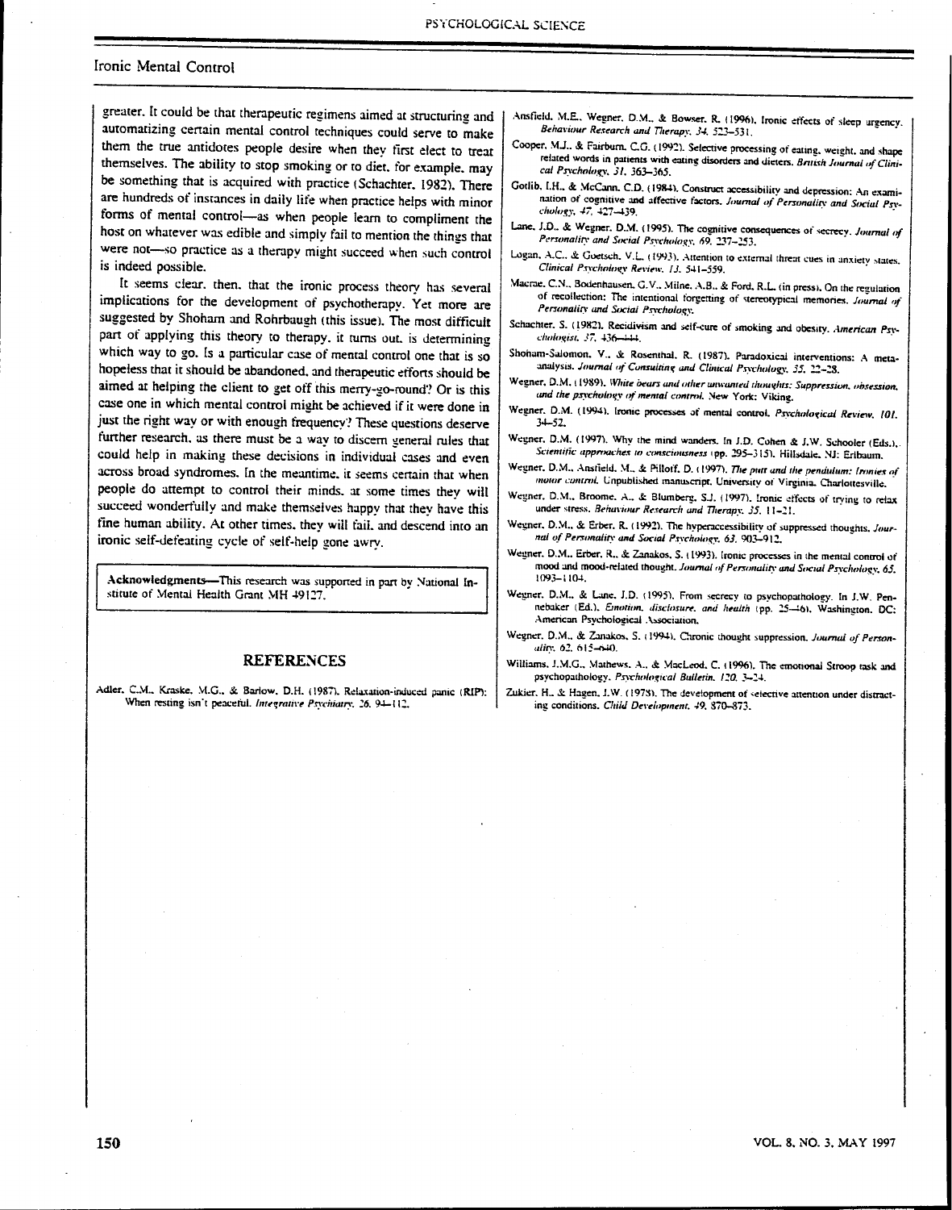greater. It could be that therapeutic regimens aimed at structuring and automatizing certain mental control techniques could serve to make them the true antidotes people desire when they first elect to treat themselves. The ability to stop smoking or to diet, for example, may be something that is acquired with practice (Schachter, 1982). There are hundreds of instances in daily life when practice helps with minor forms of mental control—as when people learn to compliment the host on whatever was edible and simply fail to mention the things that were not—so practice as a therapy might succeed when such control is indeed possible.

It seems clear, then, that the ironic process theory has several implications for the development of psychotherapy. Yet more are suggested by Shoham and Rohrbaugh (this issue). The most difficult part of applying this theory to therapy, it turns out, is determining which way to go. Is a particular case of mental control one that is so hopeless that it should be abandoned, and therapeutic efforts should be aimed at helping the client to get off this merry-go-round? Or is this case one in which mental control might be achieved if it were done in just the right way or with enough frequency? These questions deserve further research, as there must be a way to discern general rules that could help in making these decisions in individual cases and even across broad syndromes. In the meantime, it seems certain that when people do attempt to control their minds, at some times they will succeed wonderfully and make themselves happy that they have this fine human ability. At other times, they will fail, and descend into an ironic self-defeating cycle of self-help gone awry.

**Acknowledgments**—This research was supported in part by National Institute of Mental Health Grant MH 49127.

## REFERENCES

Adler, C.M., Kraske, M.G., & Barlow, D.H. (1987). Relaxation-induced panic (RIP): When resting isn't peaceful. *Integrative Psychiatry, 26*, 94–112.

Ansfield, M.E., Wegner, D.M., & Bowser, R. (1996). Ironic effects of sleep urgency. *Behaviour Research and Therapy, 34*, 523–531.

Cooper, M.J., & Fairburn, C.G. (1992). Selective processing of eating, weight, and shape related words in patients with eating disorders and dieters. *British Journal of Clinical Psychology, 31*, 363–365.

Gotlib, I.H., & McCann, C.D. (1984). Construct accessibility and depression: An examination of cognitive and affective factors. *Journal of Personality and Social Psychology, 47*, 427–439.

Lane, J.D., & Wegner, D.M. (1995). The cognitive consequences of secrecy. *Journal of Personality and Social Psychology, 69*, 237–253.

Logan, A.C., & Goetsch, V.L. (1993). Attention to external threat cues in anxiety states. *Clinical Psychology Review, 13*, 541–559.

Macrae, C.N., Bodenhausen, G.V., Milne, A.B., & Ford, R.L. (in press). On the regulation of recollection: The intentional forgetting of stereotypical memories. *Journal of Personality and Social Psychology.*

Schachter, S. (1982). Recidivism and self-cure of smoking and obesity. *American Psychologist, 37*, 436–444.

Shoham-Salomon, V., & Rosenthal, R. (1987). Paradoxical interventions: A meta-analysis. *Journal of Consulting and Clinical Psychology, 55*, 22–28.

Wegner, D.M. (1989). *White bears and other unwanted thoughts: Suppression, obsession, and the psychology of mental control.* New York: Viking.

Wegner, D.M. (1994). Ironic processes of mental control. *Psychological Review, 101*, 34–52.

Wegner, D.M. (1997). Why the mind wanders. In J.D. Cohen & J.W. Schooler (Eds.), *Scientific approaches to consciousness* (pp. 295–315). Hillsdale, NJ: Erlbaum.

Wegner, D.M., Ansfield, M., & Pilloff, D. (1997). *The putt and the pendulum: Ironies of motor control.* Unpublished manuscript, University of Virginia, Charlottesville.

Wegner, D.M., Broome, A., & Blumberg, S.J. (1997). Ironic effects of trying to relax under stress. *Behaviour Research and Therapy, 35*, 11–21.

Wegner, D.M., & Erber, R. (1992). The hyperaccessibility of suppressed thoughts. *Journal of Personality and Social Psychology, 63*, 903–912.

Wegner, D.M., Erber, R., & Zanakos, S. (1993). Ironic processes in the mental control of mood and mood-related thought. *Journal of Personality and Social Psychology, 65*, 1093–1104.

Wegner, D.M., & Lane, J.D. (1995). From secrecy to psychopathology. In J.W. Pennebaker (Ed.), *Emotion, disclosure, and health* (pp. 25–46). Washington, DC: American Psychological Association.

Wegner, D.M., & Zanakos, S. (1994). Chronic thought suppression. *Journal of Personality, 62*, 615–640.

Williams, J.M.G., Mathews, A., & MacLeod, C. (1996). The emotional Stroop task and psychopathology. *Psychological Bulletin, 120*, 3–24.

Zukier, H., & Hagen, J.W. (1978). The development of selective attention under distracting conditions. *Child Development, 49*, 870–873.